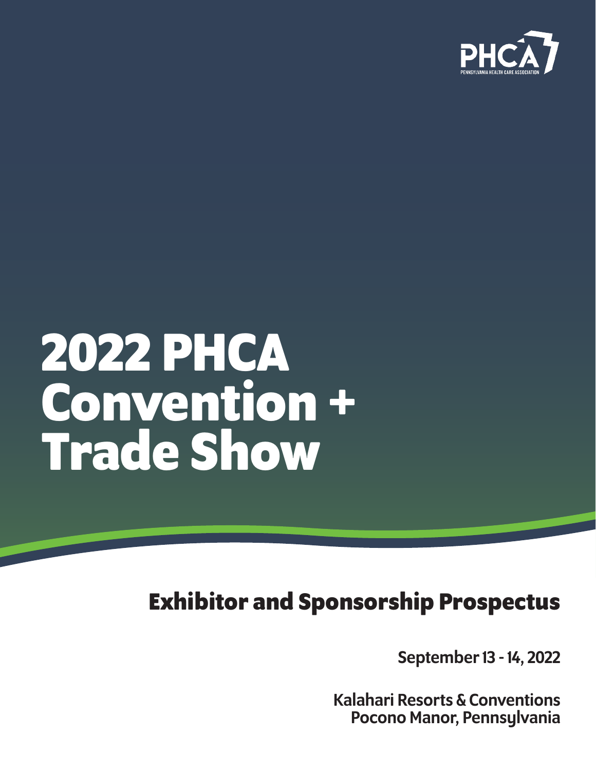PHCA

PENNSYLVANIA HEALTH CARE ASSOCIATION

# 2022 PHCA Convention + Trade Show

## Exhibitor and Sponsorship Prospectus

**September 13 - 14, 2022**

**Kalahari Resorts & Conventions**
**Pocono Manor, Pennsylvania**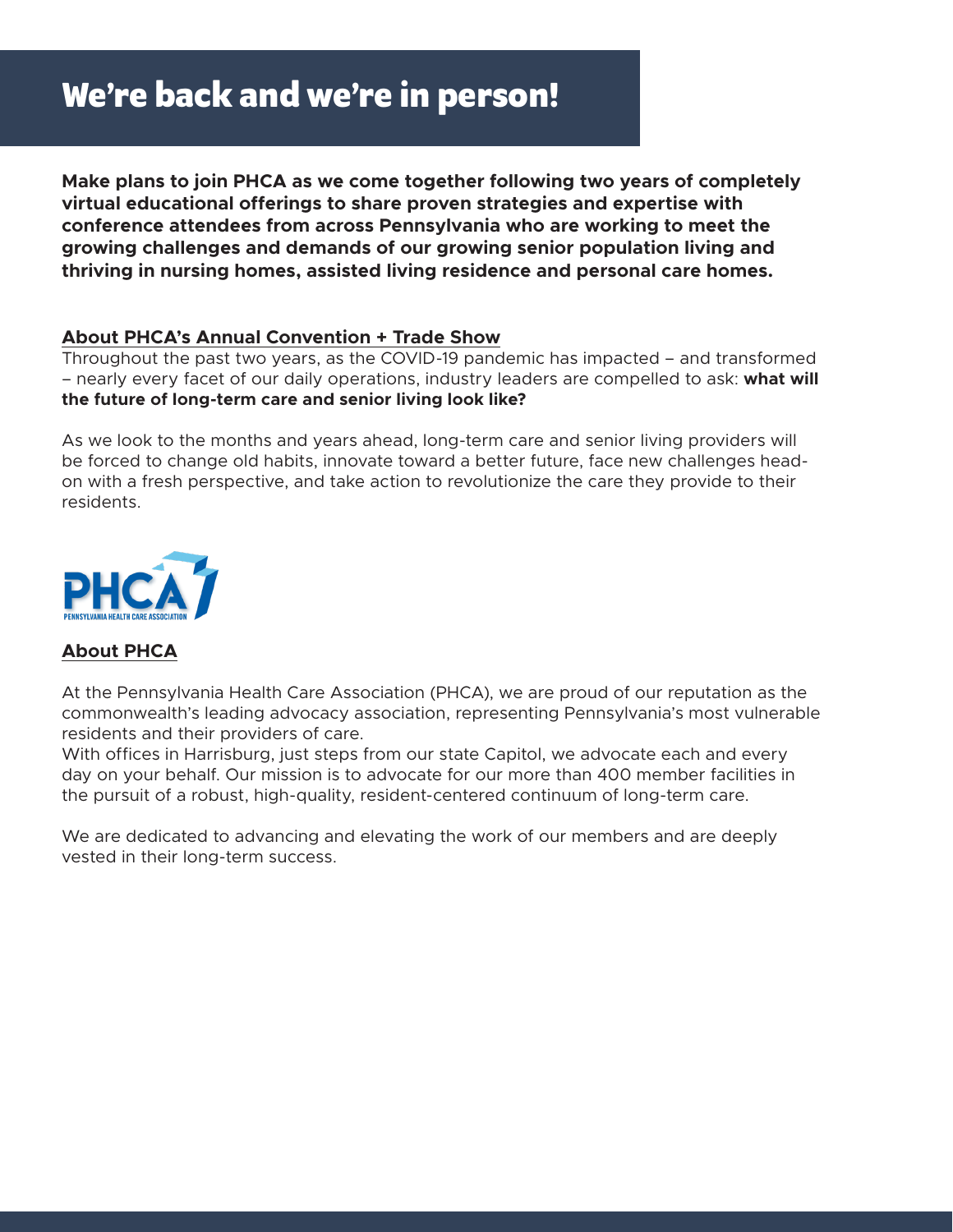# We're back and we're in person!

**Make plans to join PHCA as we come together following two years of completely virtual educational offerings to share proven strategies and expertise with conference attendees from across Pennsylvania who are working to meet the growing challenges and demands of our growing senior population living and thriving in nursing homes, assisted living residence and personal care homes.**

## About PHCA's Annual Convention + Trade Show

Throughout the past two years, as the COVID-19 pandemic has impacted – and transformed – nearly every facet of our daily operations, industry leaders are compelled to ask: **what will the future of long-term care and senior living look like?**

As we look to the months and years ahead, long-term care and senior living providers will be forced to change old habits, innovate toward a better future, face new challenges head-on with a fresh perspective, and take action to revolutionize the care they provide to their residents.

PHCA
PENNSYLVANIA HEALTH CARE ASSOCIATION

## About PHCA

At the Pennsylvania Health Care Association (PHCA), we are proud of our reputation as the commonwealth's leading advocacy association, representing Pennsylvania's most vulnerable residents and their providers of care.

With offices in Harrisburg, just steps from our state Capitol, we advocate each and every day on your behalf. Our mission is to advocate for our more than 400 member facilities in the pursuit of a robust, high-quality, resident-centered continuum of long-term care.

We are dedicated to advancing and elevating the work of our members and are deeply vested in their long-term success.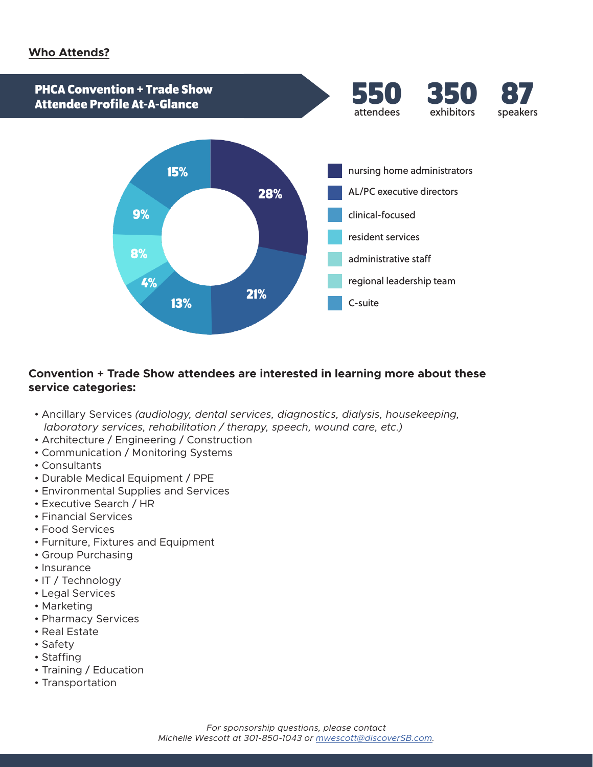## Who Attends?

**PHCA Convention + Trade Show Attendee Profile At-A-Glance**

**550** attendees

**350** exhibitors

**87** speakers

| Category | Percentage |
| --- | --- |
| nursing home administrators | 28% |
| AL/PC executive directors | 21% |
| clinical-focused | 13% |
| resident services | 4% |
| administrative staff | 8% |
| regional leadership team | 9% |
| C-suite | 15% |

**Convention + Trade Show attendees are interested in learning more about these service categories:**

- Ancillary Services *(audiology, dental services, diagnostics, dialysis, housekeeping, laboratory services, rehabilitation / therapy, speech, wound care, etc.)*
- Architecture / Engineering / Construction
- Communication / Monitoring Systems
- Consultants
- Durable Medical Equipment / PPE
- Environmental Supplies and Services
- Executive Search / HR
- Financial Services
- Food Services
- Furniture, Fixtures and Equipment
- Group Purchasing
- Insurance
- IT / Technology
- Legal Services
- Marketing
- Pharmacy Services
- Real Estate
- Safety
- Staffing
- Training / Education
- Transportation

*For sponsorship questions, please contact Michelle Wescott at 301-850-1043 or mwescott@discoverSB.com.*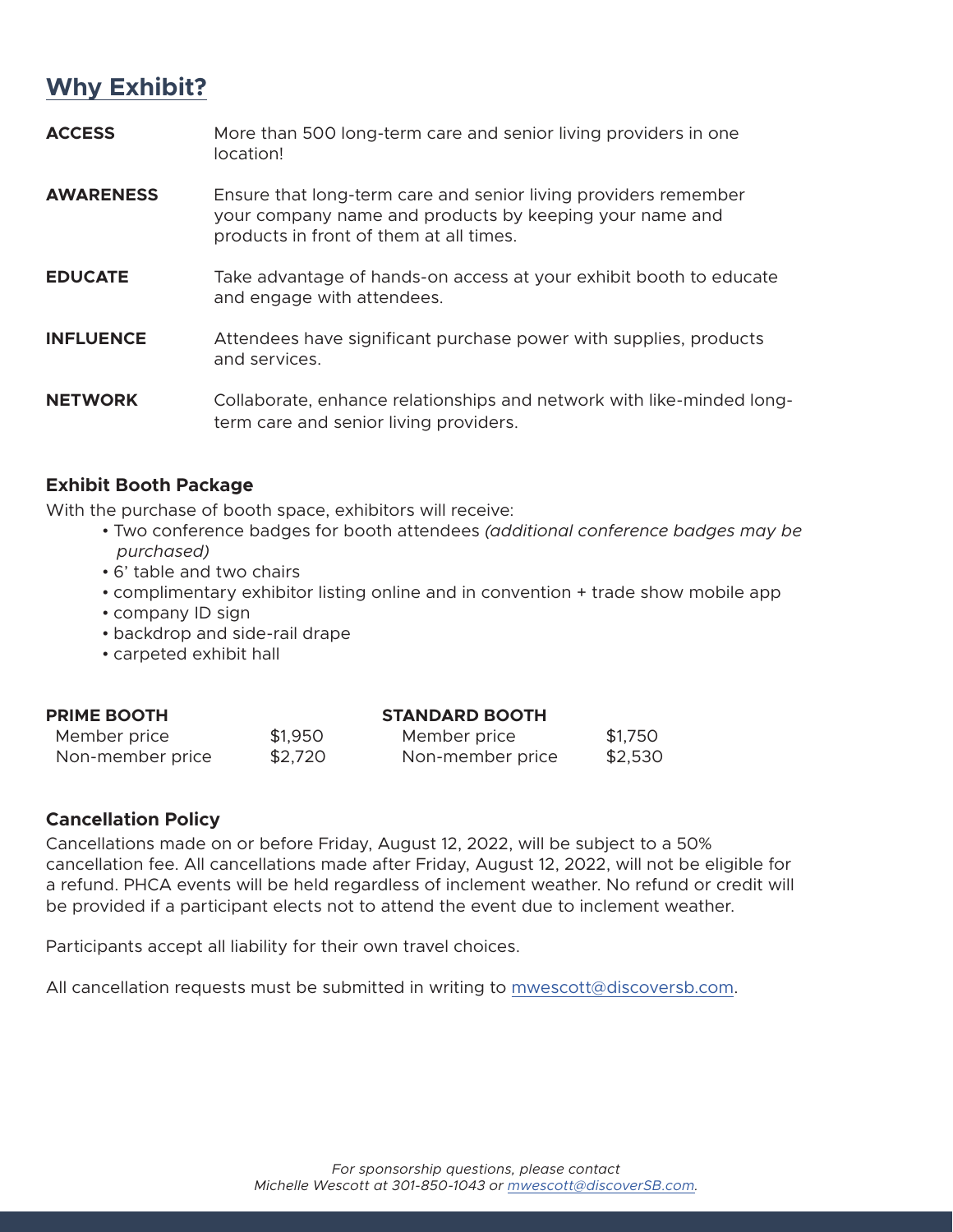## Why Exhibit?

**ACCESS** More than 500 long-term care and senior living providers in one location!

**AWARENESS** Ensure that long-term care and senior living providers remember your company name and products by keeping your name and products in front of them at all times.

**EDUCATE** Take advantage of hands-on access at your exhibit booth to educate and engage with attendees.

**INFLUENCE** Attendees have significant purchase power with supplies, products and services.

**NETWORK** Collaborate, enhance relationships and network with like-minded long-term care and senior living providers.

### Exhibit Booth Package

With the purchase of booth space, exhibitors will receive:

- Two conference badges for booth attendees *(additional conference badges may be purchased)*
- 6' table and two chairs
- complimentary exhibitor listing online and in convention + trade show mobile app
- company ID sign
- backdrop and side-rail drape
- carpeted exhibit hall

| PRIME BOOTH | | STANDARD BOOTH | |
|---|---|---|---|
| Member price | $1,950 | Member price | $1,750 |
| Non-member price | $2,720 | Non-member price | $2,530 |

### Cancellation Policy

Cancellations made on or before Friday, August 12, 2022, will be subject to a 50% cancellation fee. All cancellations made after Friday, August 12, 2022, will not be eligible for a refund. PHCA events will be held regardless of inclement weather. No refund or credit will be provided if a participant elects not to attend the event due to inclement weather.

Participants accept all liability for their own travel choices.

All cancellation requests must be submitted in writing to mwescott@discoversb.com.

*For sponsorship questions, please contact Michelle Wescott at 301-850-1043 or mwescott@discoverSB.com.*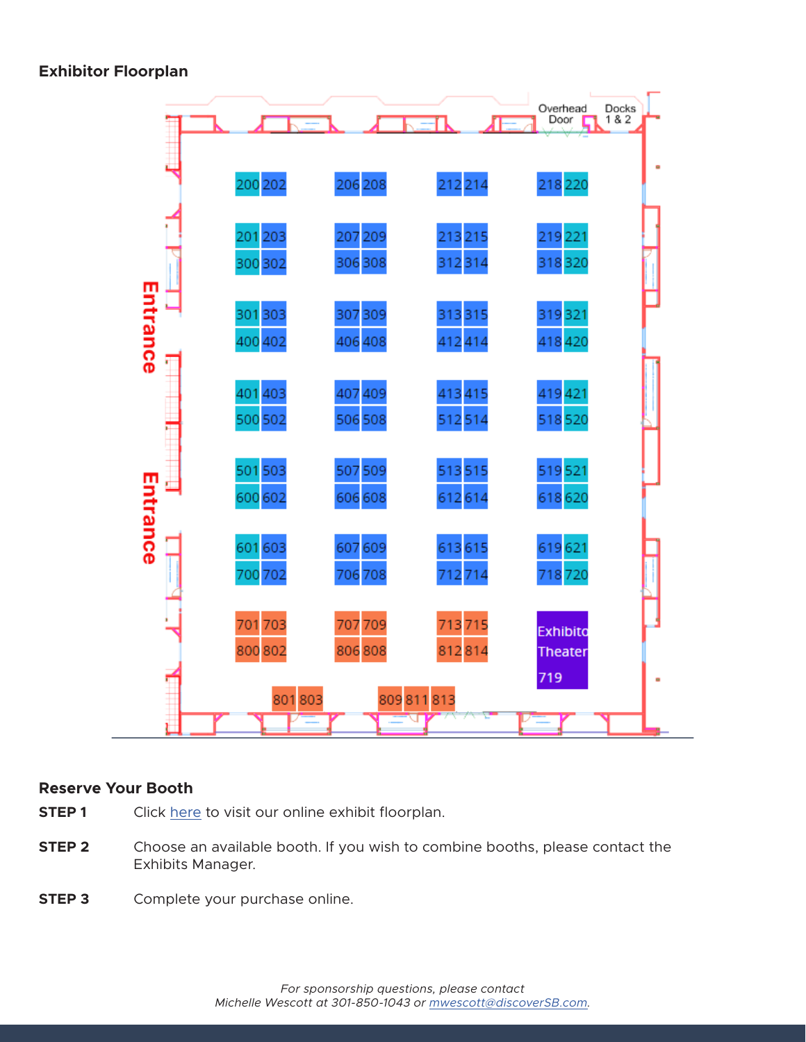## Exhibitor Floorplan

Overhead Door

Docks 1 & 2

Entrance

Entrance

200 202 206 208 212 214 218 220

201 203 207 209 213 215 219 221

300 302 306 308 312 314 318 320

301 303 307 309 313 315 319 321

400 402 406 408 412 414 418 420

401 403 407 409 413 415 419 421

500 502 506 508 512 514 518 520

501 503 507 509 513 515 519 521

600 602 606 608 612 614 618 620

601 603 607 609 613 615 619 621

700 702 706 708 712 714 718 720

701 703 707 709 713 715

800 802 806 808 812 814

Exhibitor Theater 719

801 803 809 811 813

## Reserve Your Booth

**STEP 1** Click here to visit our online exhibit floorplan.

**STEP 2** Choose an available booth. If you wish to combine booths, please contact the Exhibits Manager.

**STEP 3** Complete your purchase online.

*For sponsorship questions, please contact Michelle Wescott at 301-850-1043 or mwescott@discoverSB.com.*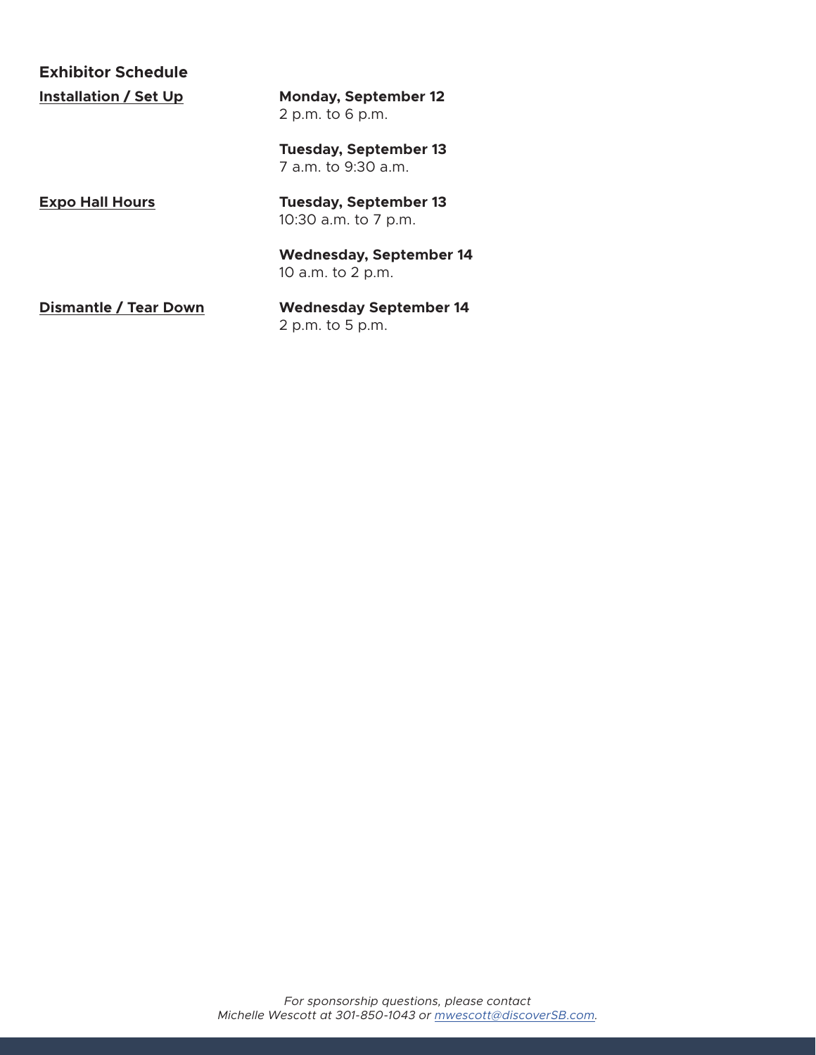## Exhibitor Schedule

| | |
|---|---|
| **Installation / Set Up** | **Monday, September 12**<br>2 p.m. to 6 p.m.<br><br>**Tuesday, September 13**<br>7 a.m. to 9:30 a.m. |
| **Expo Hall Hours** | **Tuesday, September 13**<br>10:30 a.m. to 7 p.m.<br><br>**Wednesday, September 14**<br>10 a.m. to 2 p.m. |
| **Dismantle / Tear Down** | **Wednesday September 14**<br>2 p.m. to 5 p.m. |

*For sponsorship questions, please contact Michelle Wescott at 301-850-1043 or [mwescott@discoverSB.com](mailto:mwescott@discoverSB.com).*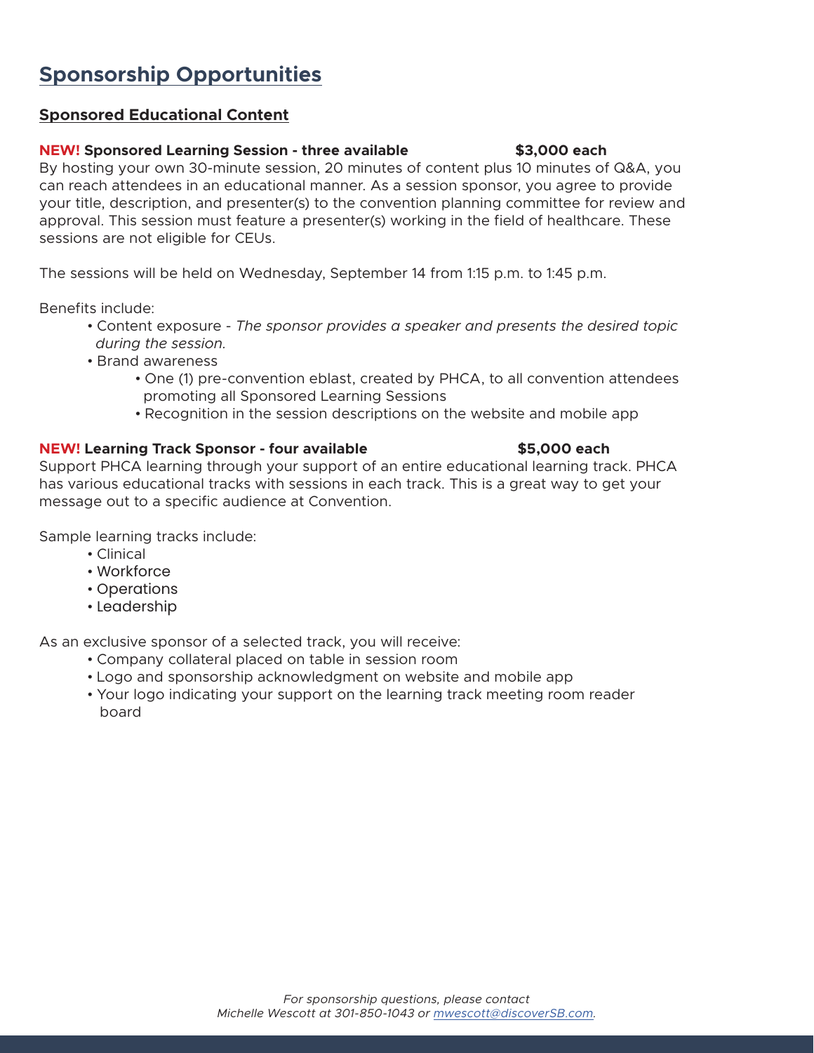# Sponsorship Opportunities

## Sponsored Educational Content

**NEW! Sponsored Learning Session - three available** **$3,000 each**

By hosting your own 30-minute session, 20 minutes of content plus 10 minutes of Q&A, you can reach attendees in an educational manner. As a session sponsor, you agree to provide your title, description, and presenter(s) to the convention planning committee for review and approval. This session must feature a presenter(s) working in the field of healthcare. These sessions are not eligible for CEUs.

The sessions will be held on Wednesday, September 14 from 1:15 p.m. to 1:45 p.m.

Benefits include:

- Content exposure - *The sponsor provides a speaker and presents the desired topic during the session.*
- Brand awareness
  - One (1) pre-convention eblast, created by PHCA, to all convention attendees promoting all Sponsored Learning Sessions
  - Recognition in the session descriptions on the website and mobile app

**NEW! Learning Track Sponsor - four available** **$5,000 each**

Support PHCA learning through your support of an entire educational learning track. PHCA has various educational tracks with sessions in each track. This is a great way to get your message out to a specific audience at Convention.

Sample learning tracks include:

- Clinical
- Workforce
- Operations
- Leadership

As an exclusive sponsor of a selected track, you will receive:

- Company collateral placed on table in session room
- Logo and sponsorship acknowledgment on website and mobile app
- Your logo indicating your support on the learning track meeting room reader board

*For sponsorship questions, please contact Michelle Wescott at 301-850-1043 or mwescott@discoverSB.com.*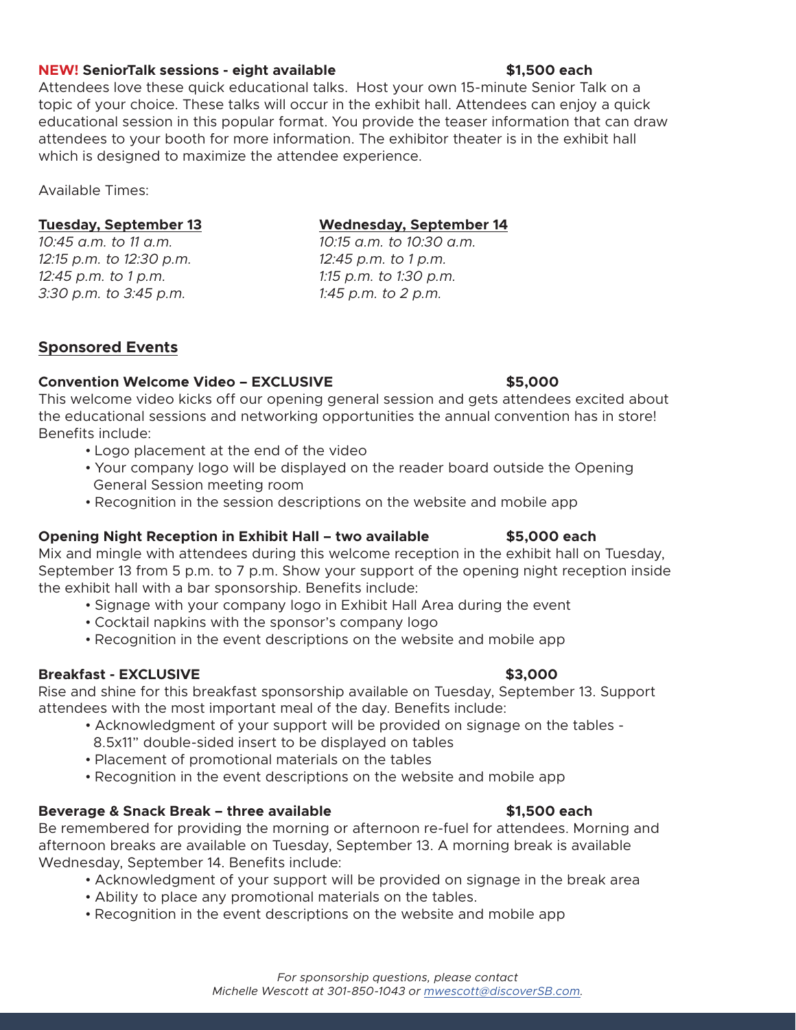**NEW! SeniorTalk sessions - eight available** **$1,500 each**

Attendees love these quick educational talks. Host your own 15-minute Senior Talk on a topic of your choice. These talks will occur in the exhibit hall. Attendees can enjoy a quick educational session in this popular format. You provide the teaser information that can draw attendees to your booth for more information. The exhibitor theater is in the exhibit hall which is designed to maximize the attendee experience.

Available Times:

**Tuesday, September 13**

*10:45 a.m. to 11 a.m.*
*12:15 p.m. to 12:30 p.m.*
*12:45 p.m. to 1 p.m.*
*3:30 p.m. to 3:45 p.m.*

**Wednesday, September 14**

*10:15 a.m. to 10:30 a.m.*
*12:45 p.m. to 1 p.m.*
*1:15 p.m. to 1:30 p.m.*
*1:45 p.m. to 2 p.m.*

## Sponsored Events

**Convention Welcome Video – EXCLUSIVE** **$5,000**

This welcome video kicks off our opening general session and gets attendees excited about the educational sessions and networking opportunities the annual convention has in store! Benefits include:

- Logo placement at the end of the video
- Your company logo will be displayed on the reader board outside the Opening General Session meeting room
- Recognition in the session descriptions on the website and mobile app

**Opening Night Reception in Exhibit Hall – two available** **$5,000 each**

Mix and mingle with attendees during this welcome reception in the exhibit hall on Tuesday, September 13 from 5 p.m. to 7 p.m. Show your support of the opening night reception inside the exhibit hall with a bar sponsorship. Benefits include:

- Signage with your company logo in Exhibit Hall Area during the event
- Cocktail napkins with the sponsor's company logo
- Recognition in the event descriptions on the website and mobile app

**Breakfast - EXCLUSIVE** **$3,000**

Rise and shine for this breakfast sponsorship available on Tuesday, September 13. Support attendees with the most important meal of the day. Benefits include:

- Acknowledgment of your support will be provided on signage on the tables - 8.5x11" double-sided insert to be displayed on tables
- Placement of promotional materials on the tables
- Recognition in the event descriptions on the website and mobile app

**Beverage & Snack Break – three available** **$1,500 each**

Be remembered for providing the morning or afternoon re-fuel for attendees. Morning and afternoon breaks are available on Tuesday, September 13. A morning break is available Wednesday, September 14. Benefits include:

- Acknowledgment of your support will be provided on signage in the break area
- Ability to place any promotional materials on the tables.
- Recognition in the event descriptions on the website and mobile app

*For sponsorship questions, please contact Michelle Wescott at 301-850-1043 or [mwescott@discoverSB.com](mailto:mwescott@discoverSB.com).*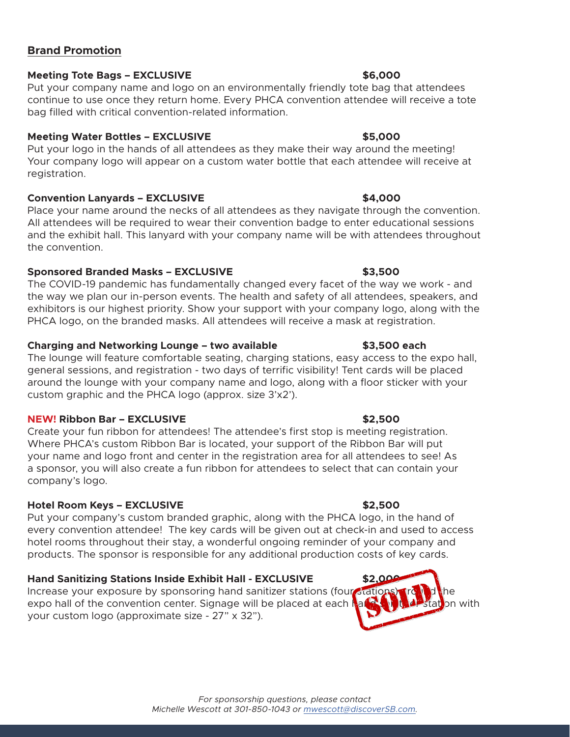## Brand Promotion

**Meeting Tote Bags – EXCLUSIVE** **$6,000**

Put your company name and logo on an environmentally friendly tote bag that attendees continue to use once they return home. Every PHCA convention attendee will receive a tote bag filled with critical convention-related information.

**Meeting Water Bottles – EXCLUSIVE** **$5,000**

Put your logo in the hands of all attendees as they make their way around the meeting! Your company logo will appear on a custom water bottle that each attendee will receive at registration.

**Convention Lanyards – EXCLUSIVE** **$4,000**

Place your name around the necks of all attendees as they navigate through the convention. All attendees will be required to wear their convention badge to enter educational sessions and the exhibit hall. This lanyard with your company name will be with attendees throughout the convention.

**Sponsored Branded Masks – EXCLUSIVE** **$3,500**

The COVID-19 pandemic has fundamentally changed every facet of the way we work - and the way we plan our in-person events. The health and safety of all attendees, speakers, and exhibitors is our highest priority. Show your support with your company logo, along with the PHCA logo, on the branded masks. All attendees will receive a mask at registration.

**Charging and Networking Lounge – two available** **$3,500 each**

The lounge will feature comfortable seating, charging stations, easy access to the expo hall, general sessions, and registration - two days of terrific visibility! Tent cards will be placed around the lounge with your company name and logo, along with a floor sticker with your custom graphic and the PHCA logo (approx. size 3'x2').

**NEW! Ribbon Bar – EXCLUSIVE** **$2,500**

Create your fun ribbon for attendees! The attendee's first stop is meeting registration. Where PHCA's custom Ribbon Bar is located, your support of the Ribbon Bar will put your name and logo front and center in the registration area for all attendees to see! As a sponsor, you will also create a fun ribbon for attendees to select that can contain your company's logo.

**Hotel Room Keys – EXCLUSIVE** **$2,500**

Put your company's custom branded graphic, along with the PHCA logo, in the hand of every convention attendee! The key cards will be given out at check-in and used to access hotel rooms throughout their stay, a wonderful ongoing reminder of your company and products. The sponsor is responsible for any additional production costs of key cards.

**Hand Sanitizing Stations Inside Exhibit Hall - EXCLUSIVE** **$2,000** SOLD

Increase your exposure by sponsoring hand sanitizer stations (four stations) around the expo hall of the convention center. Signage will be placed at each hand sanitizer station with your custom logo (approximate size - 27" x 32").

*For sponsorship questions, please contact Michelle Wescott at 301-850-1043 or mwescott@discoverSB.com.*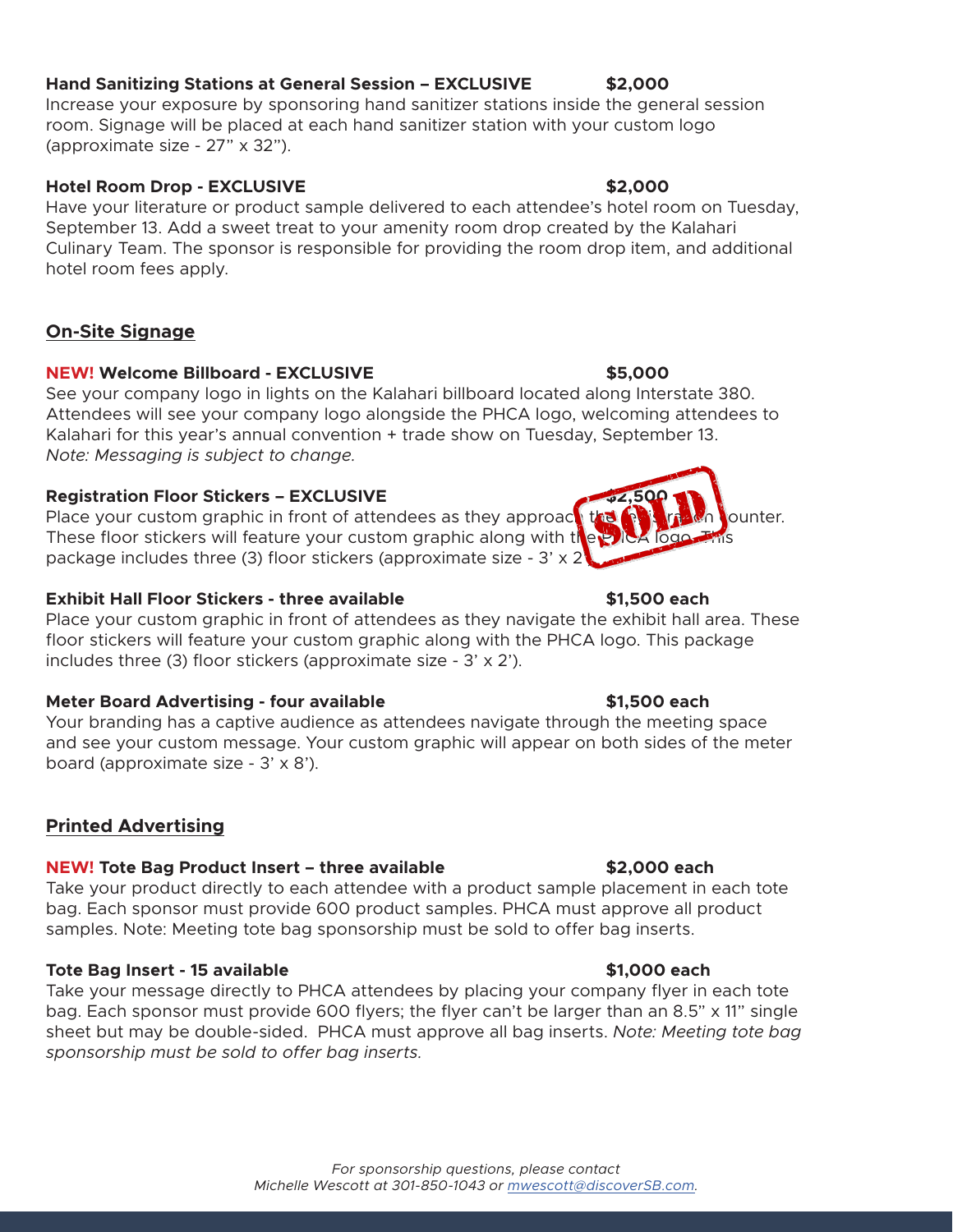**Hand Sanitizing Stations at General Session – EXCLUSIVE** **$2,000**
Increase your exposure by sponsoring hand sanitizer stations inside the general session room. Signage will be placed at each hand sanitizer station with your custom logo (approximate size - 27" x 32").

**Hotel Room Drop - EXCLUSIVE** **$2,000**
Have your literature or product sample delivered to each attendee's hotel room on Tuesday, September 13. Add a sweet treat to your amenity room drop created by the Kalahari Culinary Team. The sponsor is responsible for providing the room drop item, and additional hotel room fees apply.

## On-Site Signage

**NEW! Welcome Billboard - EXCLUSIVE** **$5,000**
See your company logo in lights on the Kalahari billboard located along Interstate 380. Attendees will see your company logo alongside the PHCA logo, welcoming attendees to Kalahari for this year's annual convention + trade show on Tuesday, September 13.
*Note: Messaging is subject to change.*

**Registration Floor Stickers – EXCLUSIVE** **$2,500** SOLD
Place your custom graphic in front of attendees as they approach the registration counter. These floor stickers will feature your custom graphic along with the PHCA logo. This package includes three (3) floor stickers (approximate size - 3' x 2').

**Exhibit Hall Floor Stickers - three available** **$1,500 each**
Place your custom graphic in front of attendees as they navigate the exhibit hall area. These floor stickers will feature your custom graphic along with the PHCA logo. This package includes three (3) floor stickers (approximate size - 3' x 2').

**Meter Board Advertising - four available** **$1,500 each**
Your branding has a captive audience as attendees navigate through the meeting space and see your custom message. Your custom graphic will appear on both sides of the meter board (approximate size - 3' x 8').

## Printed Advertising

**NEW! Tote Bag Product Insert – three available** **$2,000 each**
Take your product directly to each attendee with a product sample placement in each tote bag. Each sponsor must provide 600 product samples. PHCA must approve all product samples. Note: Meeting tote bag sponsorship must be sold to offer bag inserts.

**Tote Bag Insert - 15 available** **$1,000 each**
Take your message directly to PHCA attendees by placing your company flyer in each tote bag. Each sponsor must provide 600 flyers; the flyer can't be larger than an 8.5" x 11" single sheet but may be double-sided. PHCA must approve all bag inserts. *Note: Meeting tote bag sponsorship must be sold to offer bag inserts.*

*For sponsorship questions, please contact Michelle Wescott at 301-850-1043 or mwescott@discoverSB.com.*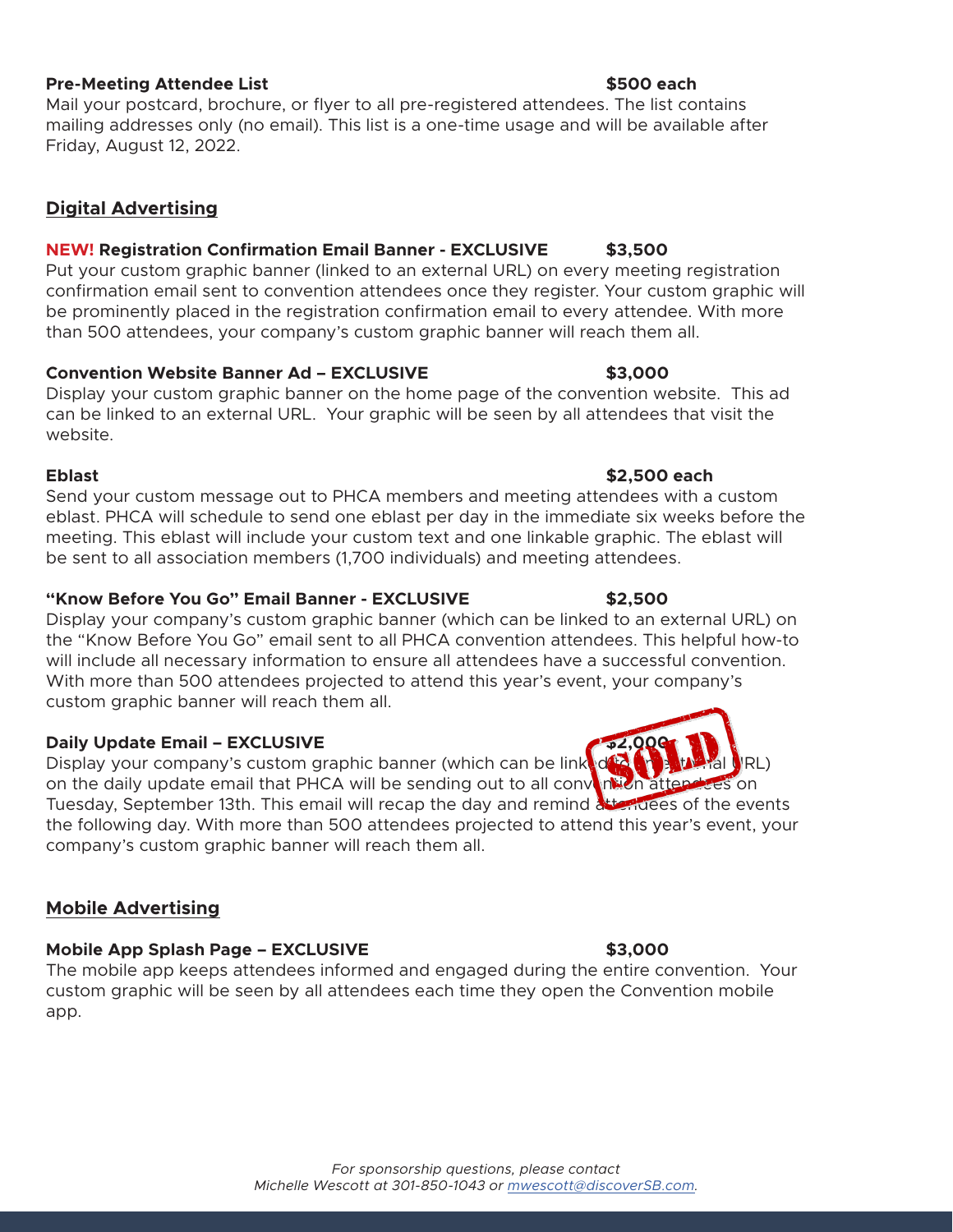**Pre-Meeting Attendee List** **$500 each**
Mail your postcard, brochure, or flyer to all pre-registered attendees. The list contains mailing addresses only (no email). This list is a one-time usage and will be available after Friday, August 12, 2022.

## Digital Advertising

**NEW! Registration Confirmation Email Banner - EXCLUSIVE** **$3,500**
Put your custom graphic banner (linked to an external URL) on every meeting registration confirmation email sent to convention attendees once they register. Your custom graphic will be prominently placed in the registration confirmation email to every attendee. With more than 500 attendees, your company's custom graphic banner will reach them all.

**Convention Website Banner Ad – EXCLUSIVE** **$3,000**
Display your custom graphic banner on the home page of the convention website. This ad can be linked to an external URL. Your graphic will be seen by all attendees that visit the website.

**Eblast** **$2,500 each**
Send your custom message out to PHCA members and meeting attendees with a custom eblast. PHCA will schedule to send one eblast per day in the immediate six weeks before the meeting. This eblast will include your custom text and one linkable graphic. The eblast will be sent to all association members (1,700 individuals) and meeting attendees.

**"Know Before You Go" Email Banner - EXCLUSIVE** **$2,500**
Display your company's custom graphic banner (which can be linked to an external URL) on the "Know Before You Go" email sent to all PHCA convention attendees. This helpful how-to will include all necessary information to ensure all attendees have a successful convention. With more than 500 attendees projected to attend this year's event, your company's custom graphic banner will reach them all.

**Daily Update Email – EXCLUSIVE** **$2,000** SOLD
Display your company's custom graphic banner (which can be linked to an external URL) on the daily update email that PHCA will be sending out to all convention attendees on Tuesday, September 13th. This email will recap the day and remind attendees of the events the following day. With more than 500 attendees projected to attend this year's event, your company's custom graphic banner will reach them all.

## Mobile Advertising

**Mobile App Splash Page – EXCLUSIVE** **$3,000**
The mobile app keeps attendees informed and engaged during the entire convention. Your custom graphic will be seen by all attendees each time they open the Convention mobile app.

*For sponsorship questions, please contact Michelle Wescott at 301-850-1043 or mwescott@discoverSB.com.*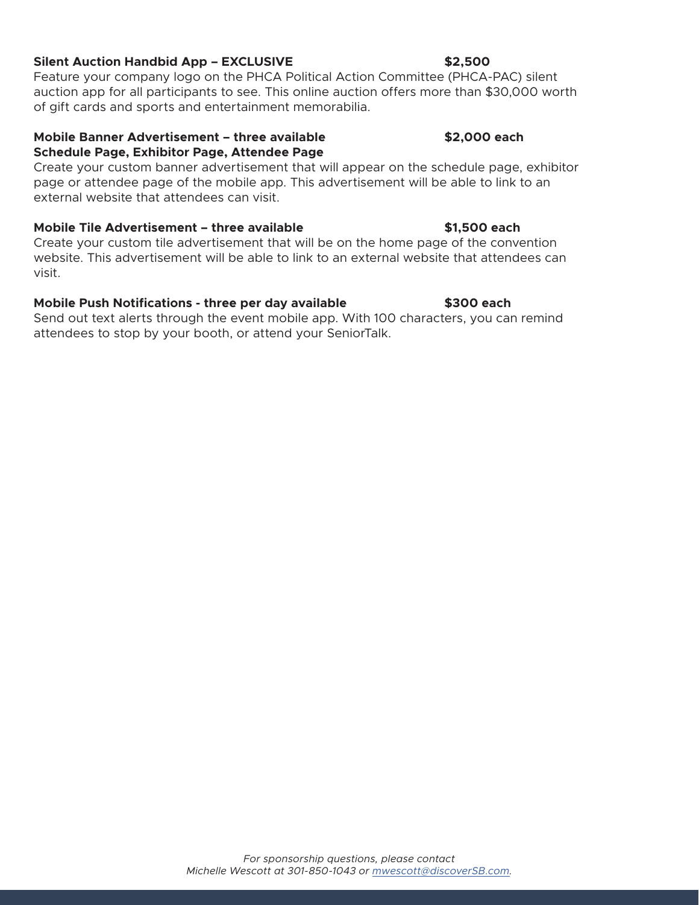**Silent Auction Handbid App – EXCLUSIVE** **$2,500**

Feature your company logo on the PHCA Political Action Committee (PHCA-PAC) silent auction app for all participants to see. This online auction offers more than $30,000 worth of gift cards and sports and entertainment memorabilia.

**Mobile Banner Advertisement – three available** **$2,000 each**
**Schedule Page, Exhibitor Page, Attendee Page**

Create your custom banner advertisement that will appear on the schedule page, exhibitor page or attendee page of the mobile app. This advertisement will be able to link to an external website that attendees can visit.

**Mobile Tile Advertisement – three available** **$1,500 each**

Create your custom tile advertisement that will be on the home page of the convention website. This advertisement will be able to link to an external website that attendees can visit.

**Mobile Push Notifications - three per day available** **$300 each**

Send out text alerts through the event mobile app. With 100 characters, you can remind attendees to stop by your booth, or attend your SeniorTalk.

*For sponsorship questions, please contact Michelle Wescott at 301-850-1043 or [mwescott@discoverSB.com](mailto:mwescott@discoverSB.com).*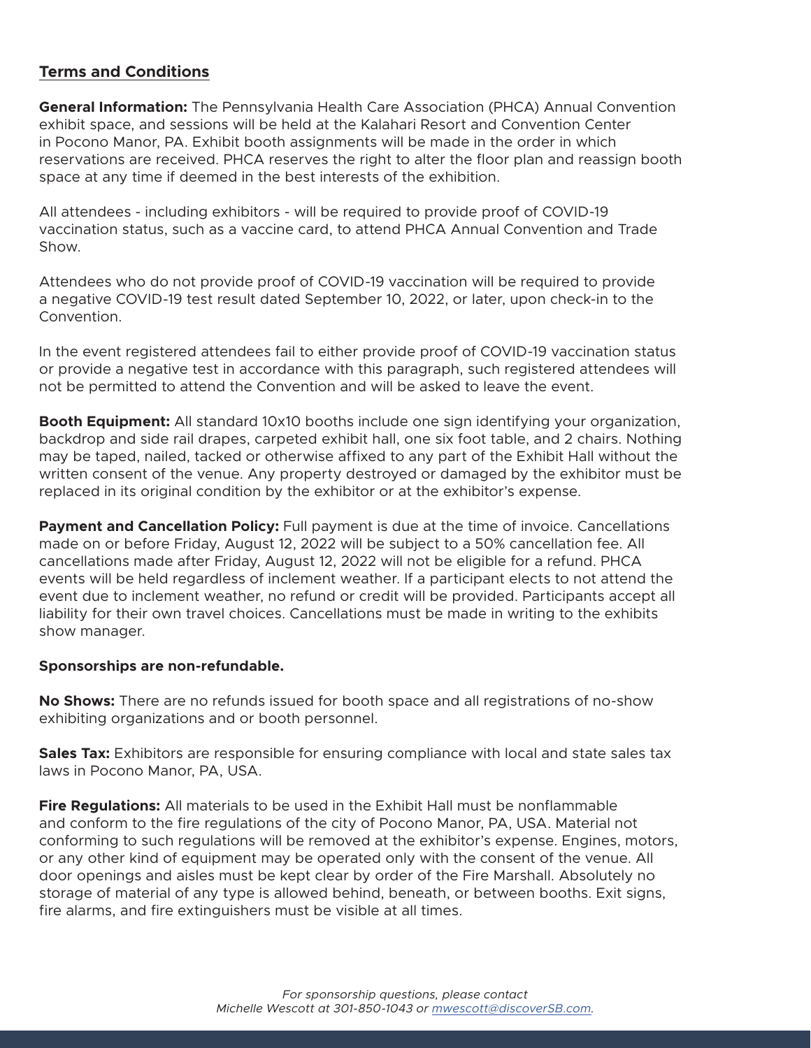## Terms and Conditions

**General Information:** The Pennsylvania Health Care Association (PHCA) Annual Convention exhibit space, and sessions will be held at the Kalahari Resort and Convention Center in Pocono Manor, PA. Exhibit booth assignments will be made in the order in which reservations are received. PHCA reserves the right to alter the floor plan and reassign booth space at any time if deemed in the best interests of the exhibition.

All attendees - including exhibitors - will be required to provide proof of COVID-19 vaccination status, such as a vaccine card, to attend PHCA Annual Convention and Trade Show.

Attendees who do not provide proof of COVID-19 vaccination will be required to provide a negative COVID-19 test result dated September 10, 2022, or later, upon check-in to the Convention.

In the event registered attendees fail to either provide proof of COVID-19 vaccination status or provide a negative test in accordance with this paragraph, such registered attendees will not be permitted to attend the Convention and will be asked to leave the event.

**Booth Equipment:** All standard 10x10 booths include one sign identifying your organization, backdrop and side rail drapes, carpeted exhibit hall, one six foot table, and 2 chairs. Nothing may be taped, nailed, tacked or otherwise affixed to any part of the Exhibit Hall without the written consent of the venue. Any property destroyed or damaged by the exhibitor must be replaced in its original condition by the exhibitor or at the exhibitor's expense.

**Payment and Cancellation Policy:** Full payment is due at the time of invoice. Cancellations made on or before Friday, August 12, 2022 will be subject to a 50% cancellation fee. All cancellations made after Friday, August 12, 2022 will not be eligible for a refund. PHCA events will be held regardless of inclement weather. If a participant elects to not attend the event due to inclement weather, no refund or credit will be provided. Participants accept all liability for their own travel choices. Cancellations must be made in writing to the exhibits show manager.

**Sponsorships are non-refundable.**

**No Shows:** There are no refunds issued for booth space and all registrations of no-show exhibiting organizations and or booth personnel.

**Sales Tax:** Exhibitors are responsible for ensuring compliance with local and state sales tax laws in Pocono Manor, PA, USA.

**Fire Regulations:** All materials to be used in the Exhibit Hall must be nonflammable and conform to the fire regulations of the city of Pocono Manor, PA, USA. Material not conforming to such regulations will be removed at the exhibitor's expense. Engines, motors, or any other kind of equipment may be operated only with the consent of the venue. All door openings and aisles must be kept clear by order of the Fire Marshall. Absolutely no storage of material of any type is allowed behind, beneath, or between booths. Exit signs, fire alarms, and fire extinguishers must be visible at all times.

*For sponsorship questions, please contact Michelle Wescott at 301-850-1043 or [mwescott@discoverSB.com](mailto:mwescott@discoverSB.com).*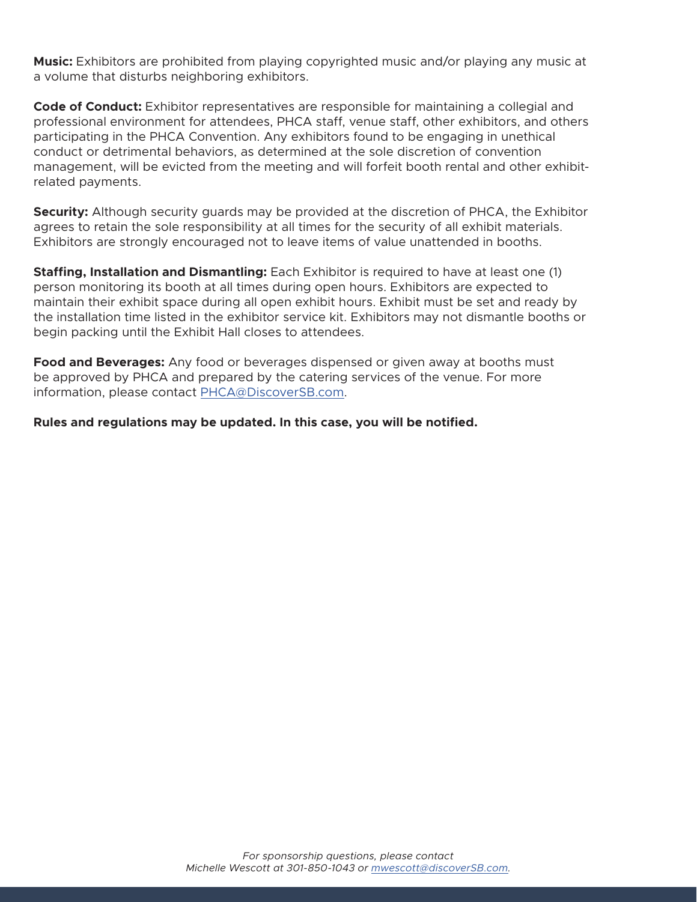**Music:** Exhibitors are prohibited from playing copyrighted music and/or playing any music at a volume that disturbs neighboring exhibitors.

**Code of Conduct:** Exhibitor representatives are responsible for maintaining a collegial and professional environment for attendees, PHCA staff, venue staff, other exhibitors, and others participating in the PHCA Convention. Any exhibitors found to be engaging in unethical conduct or detrimental behaviors, as determined at the sole discretion of convention management, will be evicted from the meeting and will forfeit booth rental and other exhibit-related payments.

**Security:** Although security guards may be provided at the discretion of PHCA, the Exhibitor agrees to retain the sole responsibility at all times for the security of all exhibit materials. Exhibitors are strongly encouraged not to leave items of value unattended in booths.

**Staffing, Installation and Dismantling:** Each Exhibitor is required to have at least one (1) person monitoring its booth at all times during open hours. Exhibitors are expected to maintain their exhibit space during all open exhibit hours. Exhibit must be set and ready by the installation time listed in the exhibitor service kit. Exhibitors may not dismantle booths or begin packing until the Exhibit Hall closes to attendees.

**Food and Beverages:** Any food or beverages dispensed or given away at booths must be approved by PHCA and prepared by the catering services of the venue. For more information, please contact PHCA@DiscoverSB.com.

**Rules and regulations may be updated. In this case, you will be notified.**

*For sponsorship questions, please contact Michelle Wescott at 301-850-1043 or mwescott@discoverSB.com.*